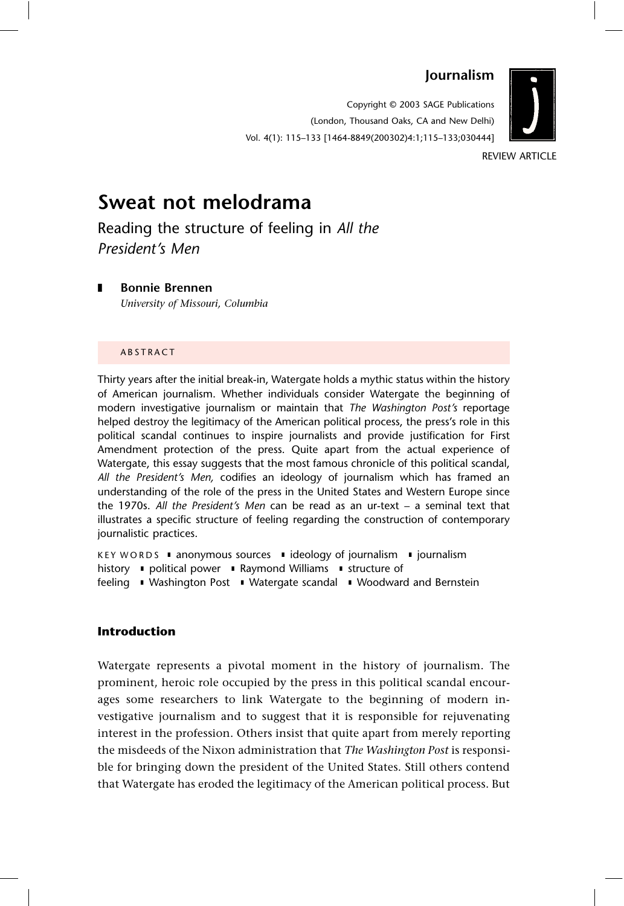REVIEW ARTICLE

# Sweat not melodrama

## Reading the structure of feeling in *All the President's Men*

**Bonnie Brennen**
*University of Missouri, Columbia*

ABSTRACT

Thirty years after the initial break-in, Watergate holds a mythic status within the history of American journalism. Whether individuals consider Watergate the beginning of modern investigative journalism or maintain that *The Washington Post's* reportage helped destroy the legitimacy of the American political process, the press's role in this political scandal continues to inspire journalists and provide justification for First Amendment protection of the press. Quite apart from the actual experience of Watergate, this essay suggests that the most famous chronicle of this political scandal, *All the President's Men,* codifies an ideology of journalism which has framed an understanding of the role of the press in the United States and Western Europe since the 1970s. *All the President's Men* can be read as an ur-text – a seminal text that illustrates a specific structure of feeling regarding the construction of contemporary journalistic practices.

KEY WORDS ▪ anonymous sources ▪ ideology of journalism ▪ journalism history ▪ political power ▪ Raymond Williams ▪ structure of feeling ▪ Washington Post ▪ Watergate scandal ▪ Woodward and Bernstein

### Introduction

Watergate represents a pivotal moment in the history of journalism. The prominent, heroic role occupied by the press in this political scandal encourages some researchers to link Watergate to the beginning of modern investigative journalism and to suggest that it is responsible for rejuvenating interest in the profession. Others insist that quite apart from merely reporting the misdeeds of the Nixon administration that *The Washington Post* is responsible for bringing down the president of the United States. Still others contend that Watergate has eroded the legitimacy of the American political process. But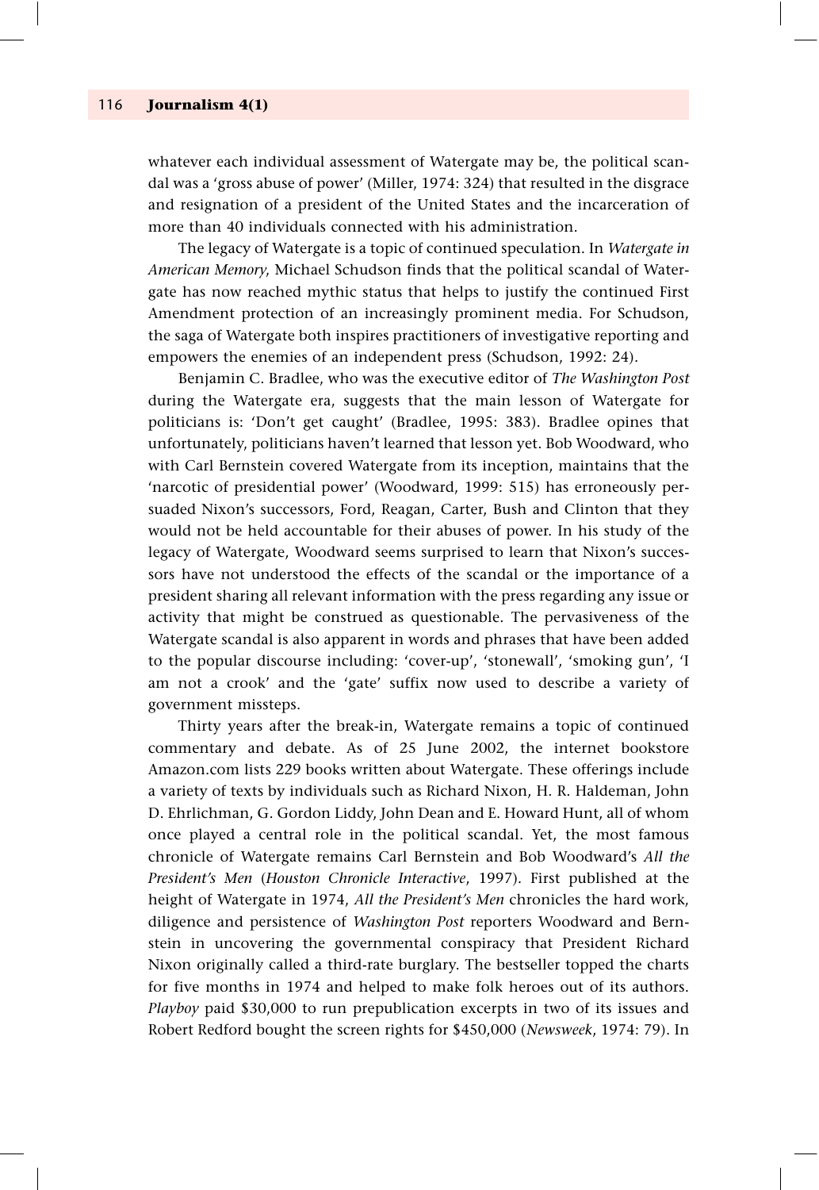whatever each individual assessment of Watergate may be, the political scandal was a 'gross abuse of power' (Miller, 1974: 324) that resulted in the disgrace and resignation of a president of the United States and the incarceration of more than 40 individuals connected with his administration.

The legacy of Watergate is a topic of continued speculation. In *Watergate in American Memory*, Michael Schudson finds that the political scandal of Watergate has now reached mythic status that helps to justify the continued First Amendment protection of an increasingly prominent media. For Schudson, the saga of Watergate both inspires practitioners of investigative reporting and empowers the enemies of an independent press (Schudson, 1992: 24).

Benjamin C. Bradlee, who was the executive editor of *The Washington Post* during the Watergate era, suggests that the main lesson of Watergate for politicians is: 'Don't get caught' (Bradlee, 1995: 383). Bradlee opines that unfortunately, politicians haven't learned that lesson yet. Bob Woodward, who with Carl Bernstein covered Watergate from its inception, maintains that the 'narcotic of presidential power' (Woodward, 1999: 515) has erroneously persuaded Nixon's successors, Ford, Reagan, Carter, Bush and Clinton that they would not be held accountable for their abuses of power. In his study of the legacy of Watergate, Woodward seems surprised to learn that Nixon's successors have not understood the effects of the scandal or the importance of a president sharing all relevant information with the press regarding any issue or activity that might be construed as questionable. The pervasiveness of the Watergate scandal is also apparent in words and phrases that have been added to the popular discourse including: 'cover-up', 'stonewall', 'smoking gun', 'I am not a crook' and the 'gate' suffix now used to describe a variety of government missteps.

Thirty years after the break-in, Watergate remains a topic of continued commentary and debate. As of 25 June 2002, the internet bookstore Amazon.com lists 229 books written about Watergate. These offerings include a variety of texts by individuals such as Richard Nixon, H. R. Haldeman, John D. Ehrlichman, G. Gordon Liddy, John Dean and E. Howard Hunt, all of whom once played a central role in the political scandal. Yet, the most famous chronicle of Watergate remains Carl Bernstein and Bob Woodward's *All the President's Men* (*Houston Chronicle Interactive*, 1997). First published at the height of Watergate in 1974, *All the President's Men* chronicles the hard work, diligence and persistence of *Washington Post* reporters Woodward and Bernstein in uncovering the governmental conspiracy that President Richard Nixon originally called a third-rate burglary. The bestseller topped the charts for five months in 1974 and helped to make folk heroes out of its authors. *Playboy* paid $30,000 to run prepublication excerpts in two of its issues and Robert Redford bought the screen rights for $450,000 (*Newsweek*, 1974: 79). In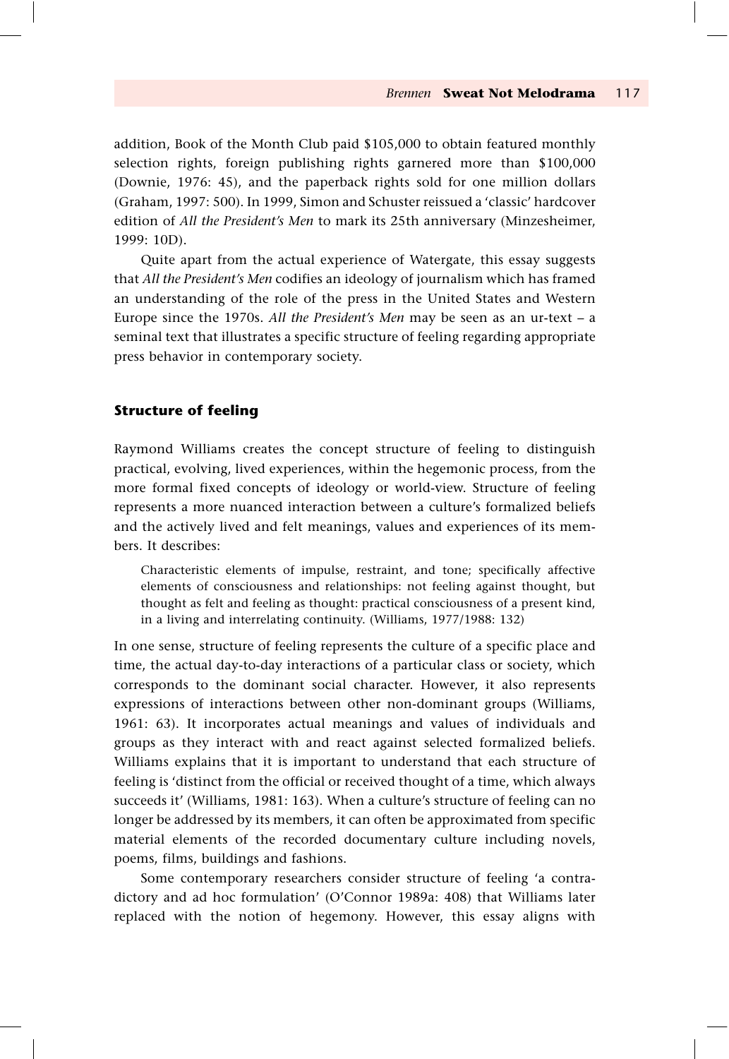addition, Book of the Month Club paid $105,000 to obtain featured monthly selection rights, foreign publishing rights garnered more than $100,000 (Downie, 1976: 45), and the paperback rights sold for one million dollars (Graham, 1997: 500). In 1999, Simon and Schuster reissued a 'classic' hardcover edition of *All the President's Men* to mark its 25th anniversary (Minzesheimer, 1999: 10D).

Quite apart from the actual experience of Watergate, this essay suggests that *All the President's Men* codifies an ideology of journalism which has framed an understanding of the role of the press in the United States and Western Europe since the 1970s. *All the President's Men* may be seen as an ur-text – a seminal text that illustrates a specific structure of feeling regarding appropriate press behavior in contemporary society.

## Structure of feeling

Raymond Williams creates the concept structure of feeling to distinguish practical, evolving, lived experiences, within the hegemonic process, from the more formal fixed concepts of ideology or world-view. Structure of feeling represents a more nuanced interaction between a culture's formalized beliefs and the actively lived and felt meanings, values and experiences of its members. It describes:

> Characteristic elements of impulse, restraint, and tone; specifically affective elements of consciousness and relationships: not feeling against thought, but thought as felt and feeling as thought: practical consciousness of a present kind, in a living and interrelating continuity. (Williams, 1977/1988: 132)

In one sense, structure of feeling represents the culture of a specific place and time, the actual day-to-day interactions of a particular class or society, which corresponds to the dominant social character. However, it also represents expressions of interactions between other non-dominant groups (Williams, 1961: 63). It incorporates actual meanings and values of individuals and groups as they interact with and react against selected formalized beliefs. Williams explains that it is important to understand that each structure of feeling is 'distinct from the official or received thought of a time, which always succeeds it' (Williams, 1981: 163). When a culture's structure of feeling can no longer be addressed by its members, it can often be approximated from specific material elements of the recorded documentary culture including novels, poems, films, buildings and fashions.

Some contemporary researchers consider structure of feeling 'a contradictory and ad hoc formulation' (O'Connor 1989a: 408) that Williams later replaced with the notion of hegemony. However, this essay aligns with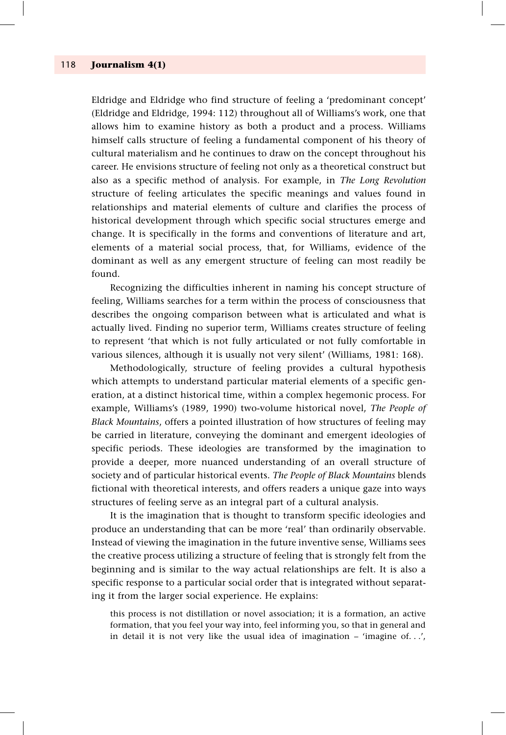Eldridge and Eldridge who find structure of feeling a 'predominant concept' (Eldridge and Eldridge, 1994: 112) throughout all of Williams's work, one that allows him to examine history as both a product and a process. Williams himself calls structure of feeling a fundamental component of his theory of cultural materialism and he continues to draw on the concept throughout his career. He envisions structure of feeling not only as a theoretical construct but also as a specific method of analysis. For example, in *The Long Revolution* structure of feeling articulates the specific meanings and values found in relationships and material elements of culture and clarifies the process of historical development through which specific social structures emerge and change. It is specifically in the forms and conventions of literature and art, elements of a material social process, that, for Williams, evidence of the dominant as well as any emergent structure of feeling can most readily be found.

Recognizing the difficulties inherent in naming his concept structure of feeling, Williams searches for a term within the process of consciousness that describes the ongoing comparison between what is articulated and what is actually lived. Finding no superior term, Williams creates structure of feeling to represent 'that which is not fully articulated or not fully comfortable in various silences, although it is usually not very silent' (Williams, 1981: 168).

Methodologically, structure of feeling provides a cultural hypothesis which attempts to understand particular material elements of a specific generation, at a distinct historical time, within a complex hegemonic process. For example, Williams's (1989, 1990) two-volume historical novel, *The People of Black Mountains*, offers a pointed illustration of how structures of feeling may be carried in literature, conveying the dominant and emergent ideologies of specific periods. These ideologies are transformed by the imagination to provide a deeper, more nuanced understanding of an overall structure of society and of particular historical events. *The People of Black Mountains* blends fictional with theoretical interests, and offers readers a unique gaze into ways structures of feeling serve as an integral part of a cultural analysis.

It is the imagination that is thought to transform specific ideologies and produce an understanding that can be more 'real' than ordinarily observable. Instead of viewing the imagination in the future inventive sense, Williams sees the creative process utilizing a structure of feeling that is strongly felt from the beginning and is similar to the way actual relationships are felt. It is also a specific response to a particular social order that is integrated without separating it from the larger social experience. He explains:

> this process is not distillation or novel association; it is a formation, an active formation, that you feel your way into, feel informing you, so that in general and in detail it is not very like the usual idea of imagination – 'imagine of. . .',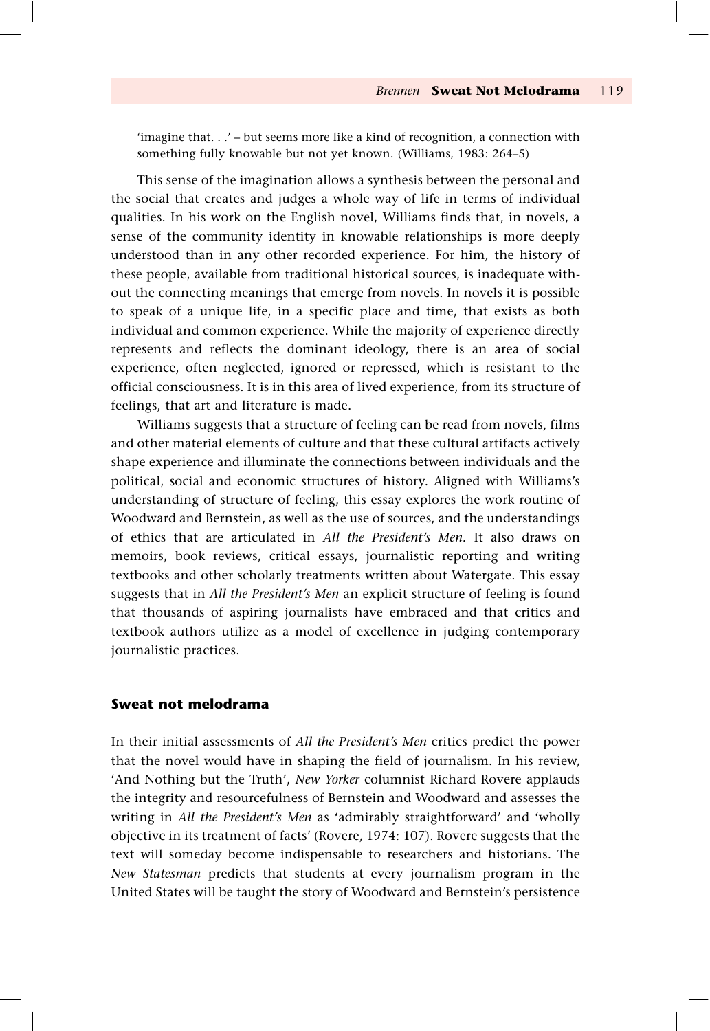'imagine that. . .' – but seems more like a kind of recognition, a connection with something fully knowable but not yet known. (Williams, 1983: 264–5)

This sense of the imagination allows a synthesis between the personal and the social that creates and judges a whole way of life in terms of individual qualities. In his work on the English novel, Williams finds that, in novels, a sense of the community identity in knowable relationships is more deeply understood than in any other recorded experience. For him, the history of these people, available from traditional historical sources, is inadequate without the connecting meanings that emerge from novels. In novels it is possible to speak of a unique life, in a specific place and time, that exists as both individual and common experience. While the majority of experience directly represents and reflects the dominant ideology, there is an area of social experience, often neglected, ignored or repressed, which is resistant to the official consciousness. It is in this area of lived experience, from its structure of feelings, that art and literature is made.

Williams suggests that a structure of feeling can be read from novels, films and other material elements of culture and that these cultural artifacts actively shape experience and illuminate the connections between individuals and the political, social and economic structures of history. Aligned with Williams's understanding of structure of feeling, this essay explores the work routine of Woodward and Bernstein, as well as the use of sources, and the understandings of ethics that are articulated in *All the President's Men.* It also draws on memoirs, book reviews, critical essays, journalistic reporting and writing textbooks and other scholarly treatments written about Watergate. This essay suggests that in *All the President's Men* an explicit structure of feeling is found that thousands of aspiring journalists have embraced and that critics and textbook authors utilize as a model of excellence in judging contemporary journalistic practices.

## Sweat not melodrama

In their initial assessments of *All the President's Men* critics predict the power that the novel would have in shaping the field of journalism. In his review, 'And Nothing but the Truth', *New Yorker* columnist Richard Rovere applauds the integrity and resourcefulness of Bernstein and Woodward and assesses the writing in *All the President's Men* as 'admirably straightforward' and 'wholly objective in its treatment of facts' (Rovere, 1974: 107). Rovere suggests that the text will someday become indispensable to researchers and historians. The *New Statesman* predicts that students at every journalism program in the United States will be taught the story of Woodward and Bernstein's persistence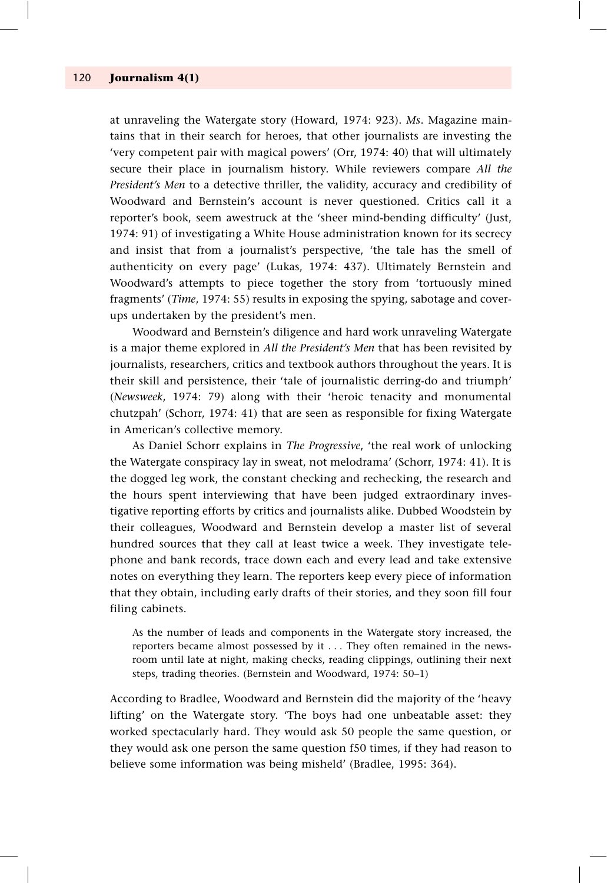at unraveling the Watergate story (Howard, 1974: 923). *Ms*. Magazine maintains that in their search for heroes, that other journalists are investing the 'very competent pair with magical powers' (Orr, 1974: 40) that will ultimately secure their place in journalism history. While reviewers compare *All the President's Men* to a detective thriller, the validity, accuracy and credibility of Woodward and Bernstein's account is never questioned. Critics call it a reporter's book, seem awestruck at the 'sheer mind-bending difficulty' (Just, 1974: 91) of investigating a White House administration known for its secrecy and insist that from a journalist's perspective, 'the tale has the smell of authenticity on every page' (Lukas, 1974: 437). Ultimately Bernstein and Woodward's attempts to piece together the story from 'tortuously mined fragments' (*Time*, 1974: 55) results in exposing the spying, sabotage and cover-ups undertaken by the president's men.

Woodward and Bernstein's diligence and hard work unraveling Watergate is a major theme explored in *All the President's Men* that has been revisited by journalists, researchers, critics and textbook authors throughout the years. It is their skill and persistence, their 'tale of journalistic derring-do and triumph' (*Newsweek*, 1974: 79) along with their 'heroic tenacity and monumental chutzpah' (Schorr, 1974: 41) that are seen as responsible for fixing Watergate in American's collective memory.

As Daniel Schorr explains in *The Progressive*, 'the real work of unlocking the Watergate conspiracy lay in sweat, not melodrama' (Schorr, 1974: 41). It is the dogged leg work, the constant checking and rechecking, the research and the hours spent interviewing that have been judged extraordinary investigative reporting efforts by critics and journalists alike. Dubbed Woodstein by their colleagues, Woodward and Bernstein develop a master list of several hundred sources that they call at least twice a week. They investigate telephone and bank records, trace down each and every lead and take extensive notes on everything they learn. The reporters keep every piece of information that they obtain, including early drafts of their stories, and they soon fill four filing cabinets.

> As the number of leads and components in the Watergate story increased, the reporters became almost possessed by it . . . They often remained in the newsroom until late at night, making checks, reading clippings, outlining their next steps, trading theories. (Bernstein and Woodward, 1974: 50–1)

According to Bradlee, Woodward and Bernstein did the majority of the 'heavy lifting' on the Watergate story. 'The boys had one unbeatable asset: they worked spectacularly hard. They would ask 50 people the same question, or they would ask one person the same question f50 times, if they had reason to believe some information was being misheld' (Bradlee, 1995: 364).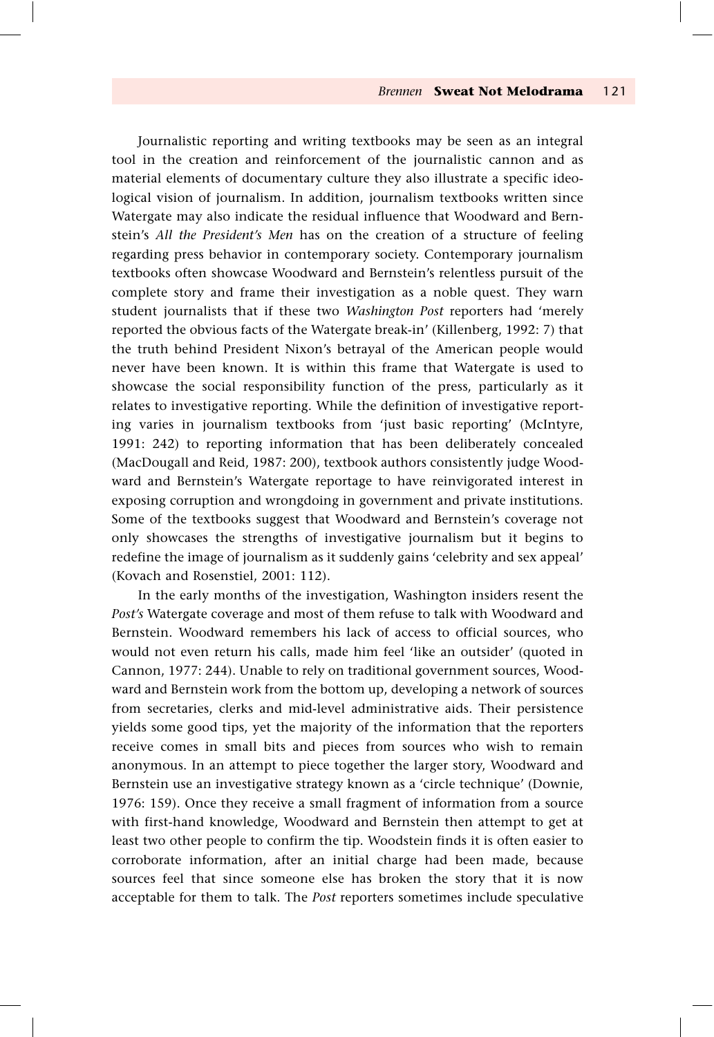Journalistic reporting and writing textbooks may be seen as an integral tool in the creation and reinforcement of the journalistic cannon and as material elements of documentary culture they also illustrate a specific ideological vision of journalism. In addition, journalism textbooks written since Watergate may also indicate the residual influence that Woodward and Bernstein's *All the President's Men* has on the creation of a structure of feeling regarding press behavior in contemporary society. Contemporary journalism textbooks often showcase Woodward and Bernstein's relentless pursuit of the complete story and frame their investigation as a noble quest. They warn student journalists that if these two *Washington Post* reporters had 'merely reported the obvious facts of the Watergate break-in' (Killenberg, 1992: 7) that the truth behind President Nixon's betrayal of the American people would never have been known. It is within this frame that Watergate is used to showcase the social responsibility function of the press, particularly as it relates to investigative reporting. While the definition of investigative reporting varies in journalism textbooks from 'just basic reporting' (McIntyre, 1991: 242) to reporting information that has been deliberately concealed (MacDougall and Reid, 1987: 200), textbook authors consistently judge Woodward and Bernstein's Watergate reportage to have reinvigorated interest in exposing corruption and wrongdoing in government and private institutions. Some of the textbooks suggest that Woodward and Bernstein's coverage not only showcases the strengths of investigative journalism but it begins to redefine the image of journalism as it suddenly gains 'celebrity and sex appeal' (Kovach and Rosenstiel, 2001: 112).

In the early months of the investigation, Washington insiders resent the *Post's* Watergate coverage and most of them refuse to talk with Woodward and Bernstein. Woodward remembers his lack of access to official sources, who would not even return his calls, made him feel 'like an outsider' (quoted in Cannon, 1977: 244). Unable to rely on traditional government sources, Woodward and Bernstein work from the bottom up, developing a network of sources from secretaries, clerks and mid-level administrative aids. Their persistence yields some good tips, yet the majority of the information that the reporters receive comes in small bits and pieces from sources who wish to remain anonymous. In an attempt to piece together the larger story, Woodward and Bernstein use an investigative strategy known as a 'circle technique' (Downie, 1976: 159). Once they receive a small fragment of information from a source with first-hand knowledge, Woodward and Bernstein then attempt to get at least two other people to confirm the tip. Woodstein finds it is often easier to corroborate information, after an initial charge had been made, because sources feel that since someone else has broken the story that it is now acceptable for them to talk. The *Post* reporters sometimes include speculative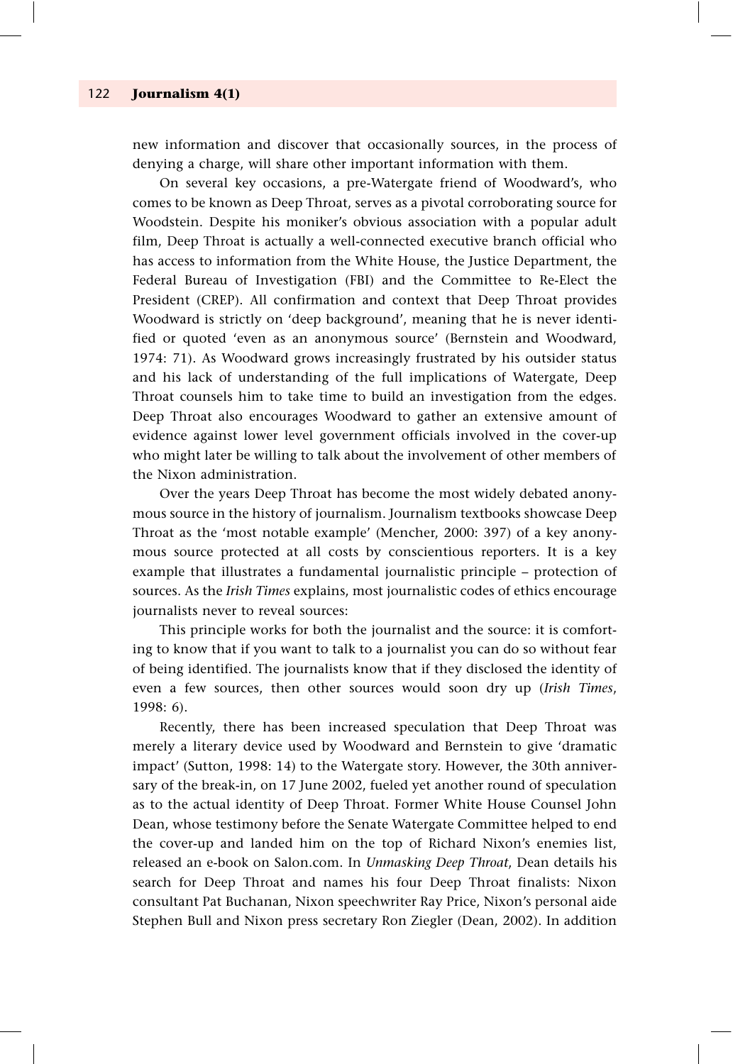new information and discover that occasionally sources, in the process of denying a charge, will share other important information with them.

On several key occasions, a pre-Watergate friend of Woodward's, who comes to be known as Deep Throat, serves as a pivotal corroborating source for Woodstein. Despite his moniker's obvious association with a popular adult film, Deep Throat is actually a well-connected executive branch official who has access to information from the White House, the Justice Department, the Federal Bureau of Investigation (FBI) and the Committee to Re-Elect the President (CREP). All confirmation and context that Deep Throat provides Woodward is strictly on 'deep background', meaning that he is never identified or quoted 'even as an anonymous source' (Bernstein and Woodward, 1974: 71). As Woodward grows increasingly frustrated by his outsider status and his lack of understanding of the full implications of Watergate, Deep Throat counsels him to take time to build an investigation from the edges. Deep Throat also encourages Woodward to gather an extensive amount of evidence against lower level government officials involved in the cover-up who might later be willing to talk about the involvement of other members of the Nixon administration.

Over the years Deep Throat has become the most widely debated anonymous source in the history of journalism. Journalism textbooks showcase Deep Throat as the 'most notable example' (Mencher, 2000: 397) of a key anonymous source protected at all costs by conscientious reporters. It is a key example that illustrates a fundamental journalistic principle – protection of sources. As the *Irish Times* explains, most journalistic codes of ethics encourage journalists never to reveal sources:

> This principle works for both the journalist and the source: it is comforting to know that if you want to talk to a journalist you can do so without fear of being identified. The journalists know that if they disclosed the identity of even a few sources, then other sources would soon dry up (*Irish Times*, 1998: 6).

Recently, there has been increased speculation that Deep Throat was merely a literary device used by Woodward and Bernstein to give 'dramatic impact' (Sutton, 1998: 14) to the Watergate story. However, the 30th anniversary of the break-in, on 17 June 2002, fueled yet another round of speculation as to the actual identity of Deep Throat. Former White House Counsel John Dean, whose testimony before the Senate Watergate Committee helped to end the cover-up and landed him on the top of Richard Nixon's enemies list, released an e-book on Salon.com. In *Unmasking Deep Throat*, Dean details his search for Deep Throat and names his four Deep Throat finalists: Nixon consultant Pat Buchanan, Nixon speechwriter Ray Price, Nixon's personal aide Stephen Bull and Nixon press secretary Ron Ziegler (Dean, 2002). In addition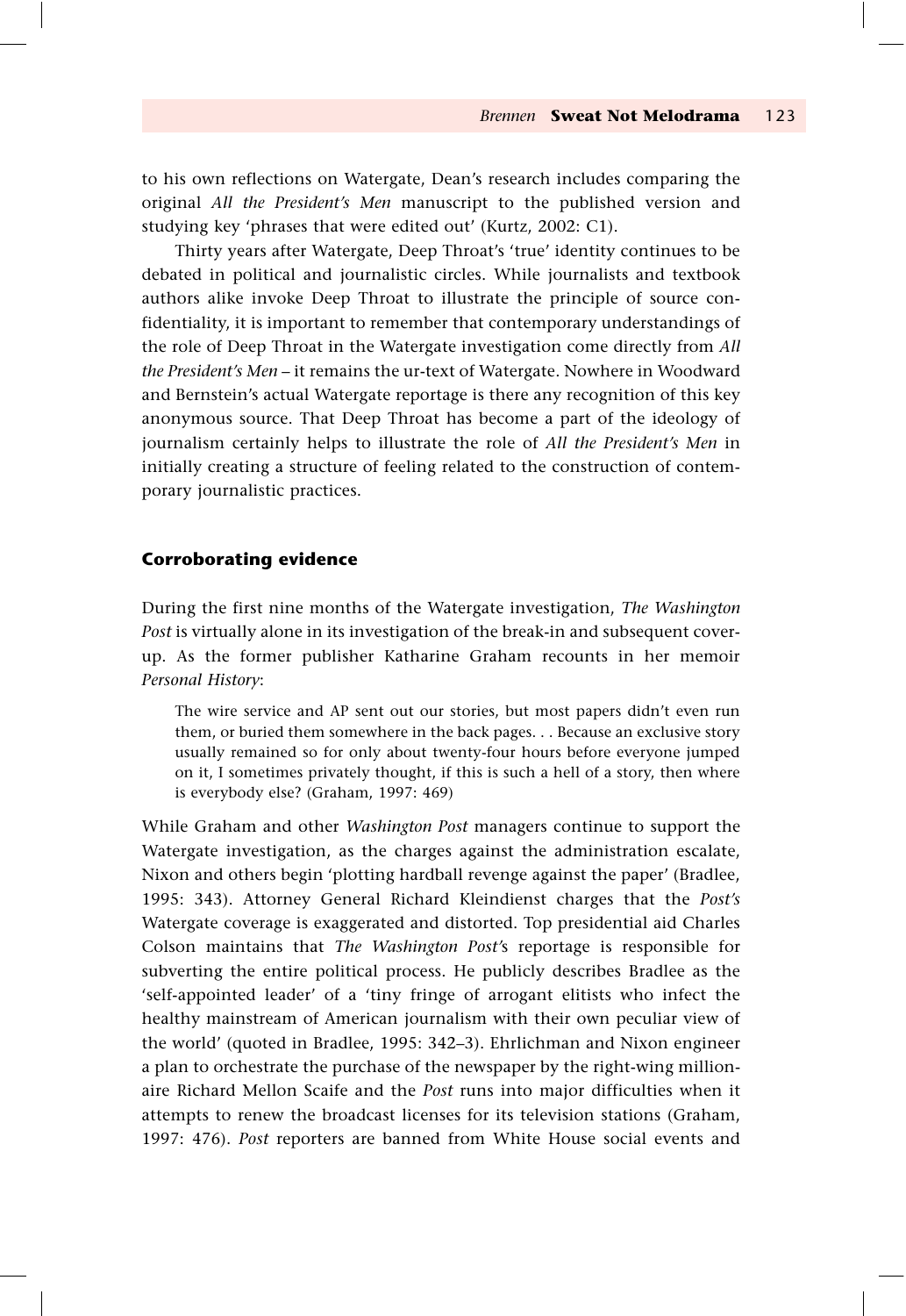to his own reflections on Watergate, Dean's research includes comparing the original *All the President's Men* manuscript to the published version and studying key 'phrases that were edited out' (Kurtz, 2002: C1).

Thirty years after Watergate, Deep Throat's 'true' identity continues to be debated in political and journalistic circles. While journalists and textbook authors alike invoke Deep Throat to illustrate the principle of source confidentiality, it is important to remember that contemporary understandings of the role of Deep Throat in the Watergate investigation come directly from *All the President's Men* – it remains the ur-text of Watergate. Nowhere in Woodward and Bernstein's actual Watergate reportage is there any recognition of this key anonymous source. That Deep Throat has become a part of the ideology of journalism certainly helps to illustrate the role of *All the President's Men* in initially creating a structure of feeling related to the construction of contemporary journalistic practices.

## Corroborating evidence

During the first nine months of the Watergate investigation, *The Washington Post* is virtually alone in its investigation of the break-in and subsequent cover-up. As the former publisher Katharine Graham recounts in her memoir *Personal History*:

> The wire service and AP sent out our stories, but most papers didn't even run them, or buried them somewhere in the back pages. . . Because an exclusive story usually remained so for only about twenty-four hours before everyone jumped on it, I sometimes privately thought, if this is such a hell of a story, then where is everybody else? (Graham, 1997: 469)

While Graham and other *Washington Post* managers continue to support the Watergate investigation, as the charges against the administration escalate, Nixon and others begin 'plotting hardball revenge against the paper' (Bradlee, 1995: 343). Attorney General Richard Kleindienst charges that the *Post's* Watergate coverage is exaggerated and distorted. Top presidential aid Charles Colson maintains that *The Washington Post*'s reportage is responsible for subverting the entire political process. He publicly describes Bradlee as the 'self-appointed leader' of a 'tiny fringe of arrogant elitists who infect the healthy mainstream of American journalism with their own peculiar view of the world' (quoted in Bradlee, 1995: 342–3). Ehrlichman and Nixon engineer a plan to orchestrate the purchase of the newspaper by the right-wing millionaire Richard Mellon Scaife and the *Post* runs into major difficulties when it attempts to renew the broadcast licenses for its television stations (Graham, 1997: 476). *Post* reporters are banned from White House social events and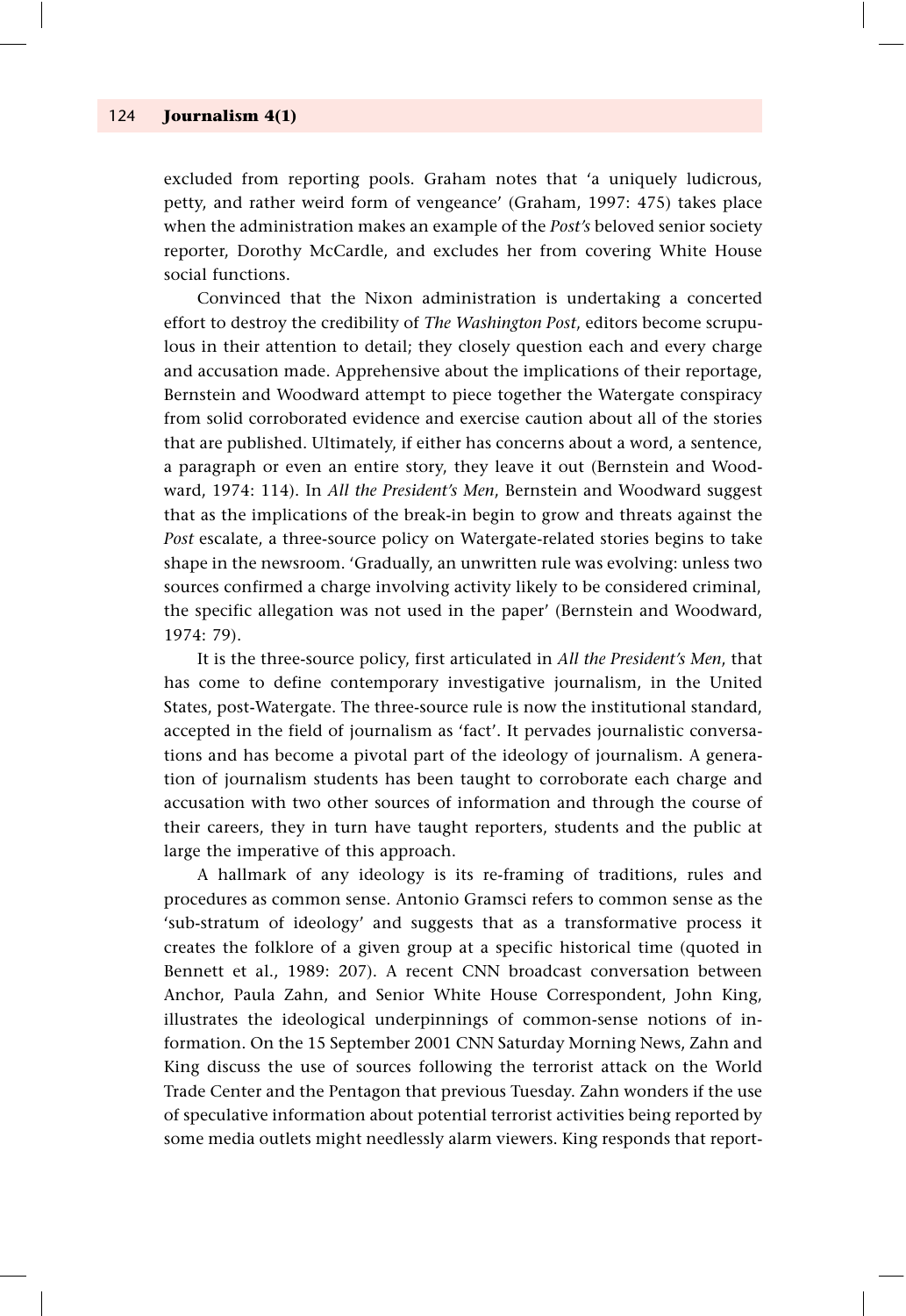excluded from reporting pools. Graham notes that 'a uniquely ludicrous, petty, and rather weird form of vengeance' (Graham, 1997: 475) takes place when the administration makes an example of the *Post's* beloved senior society reporter, Dorothy McCardle, and excludes her from covering White House social functions.

Convinced that the Nixon administration is undertaking a concerted effort to destroy the credibility of *The Washington Post*, editors become scrupulous in their attention to detail; they closely question each and every charge and accusation made. Apprehensive about the implications of their reportage, Bernstein and Woodward attempt to piece together the Watergate conspiracy from solid corroborated evidence and exercise caution about all of the stories that are published. Ultimately, if either has concerns about a word, a sentence, a paragraph or even an entire story, they leave it out (Bernstein and Woodward, 1974: 114). In *All the President's Men*, Bernstein and Woodward suggest that as the implications of the break-in begin to grow and threats against the *Post* escalate, a three-source policy on Watergate-related stories begins to take shape in the newsroom. 'Gradually, an unwritten rule was evolving: unless two sources confirmed a charge involving activity likely to be considered criminal, the specific allegation was not used in the paper' (Bernstein and Woodward, 1974: 79).

It is the three-source policy, first articulated in *All the President's Men*, that has come to define contemporary investigative journalism, in the United States, post-Watergate. The three-source rule is now the institutional standard, accepted in the field of journalism as 'fact'. It pervades journalistic conversations and has become a pivotal part of the ideology of journalism. A generation of journalism students has been taught to corroborate each charge and accusation with two other sources of information and through the course of their careers, they in turn have taught reporters, students and the public at large the imperative of this approach.

A hallmark of any ideology is its re-framing of traditions, rules and procedures as common sense. Antonio Gramsci refers to common sense as the 'sub-stratum of ideology' and suggests that as a transformative process it creates the folklore of a given group at a specific historical time (quoted in Bennett et al., 1989: 207). A recent CNN broadcast conversation between Anchor, Paula Zahn, and Senior White House Correspondent, John King, illustrates the ideological underpinnings of common-sense notions of information. On the 15 September 2001 CNN Saturday Morning News, Zahn and King discuss the use of sources following the terrorist attack on the World Trade Center and the Pentagon that previous Tuesday. Zahn wonders if the use of speculative information about potential terrorist activities being reported by some media outlets might needlessly alarm viewers. King responds that report-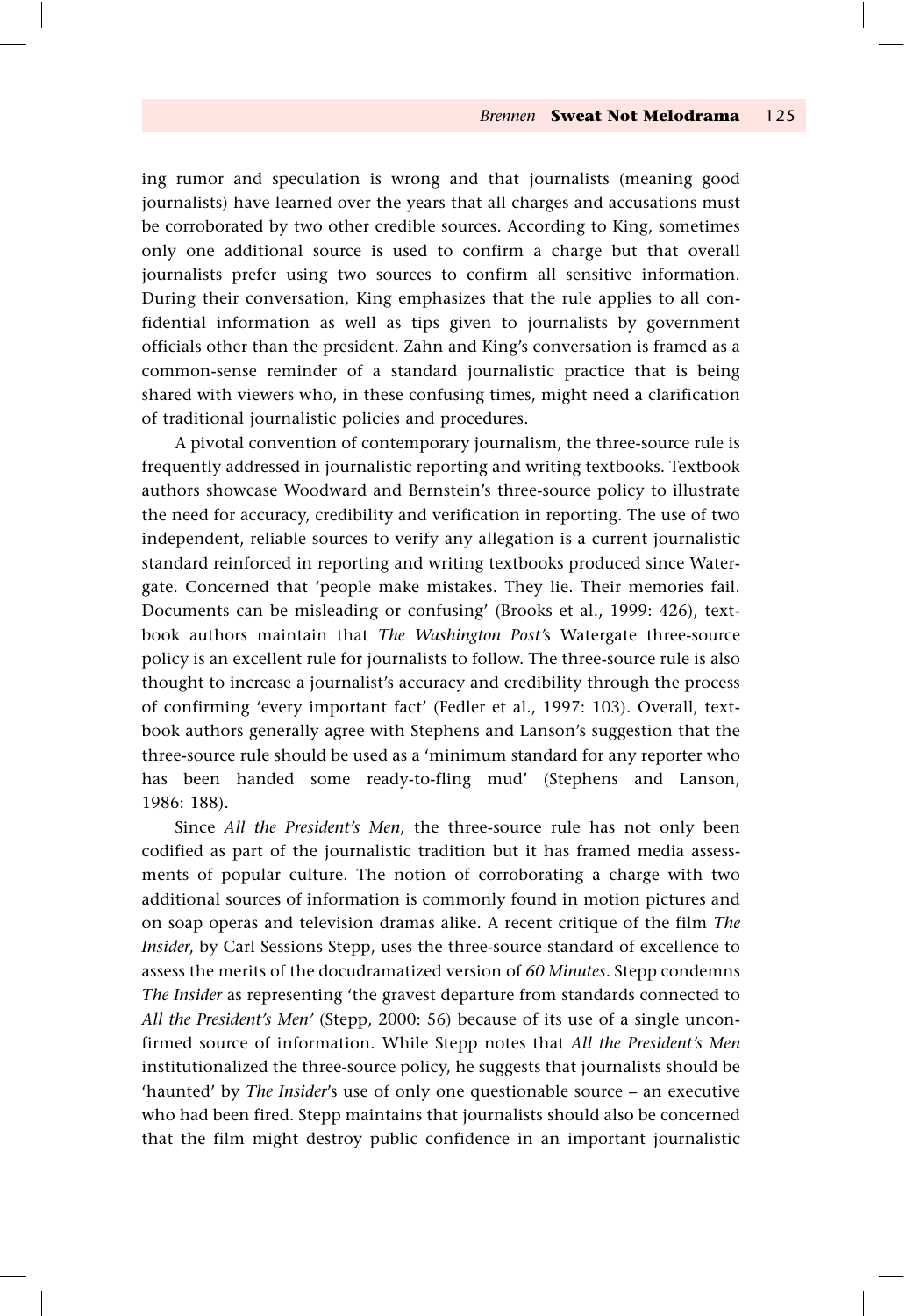ing rumor and speculation is wrong and that journalists (meaning good journalists) have learned over the years that all charges and accusations must be corroborated by two other credible sources. According to King, sometimes only one additional source is used to confirm a charge but that overall journalists prefer using two sources to confirm all sensitive information. During their conversation, King emphasizes that the rule applies to all confidential information as well as tips given to journalists by government officials other than the president. Zahn and King's conversation is framed as a common-sense reminder of a standard journalistic practice that is being shared with viewers who, in these confusing times, might need a clarification of traditional journalistic policies and procedures.

A pivotal convention of contemporary journalism, the three-source rule is frequently addressed in journalistic reporting and writing textbooks. Textbook authors showcase Woodward and Bernstein's three-source policy to illustrate the need for accuracy, credibility and verification in reporting. The use of two independent, reliable sources to verify any allegation is a current journalistic standard reinforced in reporting and writing textbooks produced since Watergate. Concerned that 'people make mistakes. They lie. Their memories fail. Documents can be misleading or confusing' (Brooks et al., 1999: 426), textbook authors maintain that *The Washington Post's* Watergate three-source policy is an excellent rule for journalists to follow. The three-source rule is also thought to increase a journalist's accuracy and credibility through the process of confirming 'every important fact' (Fedler et al., 1997: 103). Overall, textbook authors generally agree with Stephens and Lanson's suggestion that the three-source rule should be used as a 'minimum standard for any reporter who has been handed some ready-to-fling mud' (Stephens and Lanson, 1986: 188).

Since *All the President's Men*, the three-source rule has not only been codified as part of the journalistic tradition but it has framed media assessments of popular culture. The notion of corroborating a charge with two additional sources of information is commonly found in motion pictures and on soap operas and television dramas alike. A recent critique of the film *The Insider*, by Carl Sessions Stepp, uses the three-source standard of excellence to assess the merits of the docudramatized version of *60 Minutes*. Stepp condemns *The Insider* as representing 'the gravest departure from standards connected to *All the President's Men*' (Stepp, 2000: 56) because of its use of a single unconfirmed source of information. While Stepp notes that *All the President's Men* institutionalized the three-source policy, he suggests that journalists should be 'haunted' by *The Insider*'s use of only one questionable source – an executive who had been fired. Stepp maintains that journalists should also be concerned that the film might destroy public confidence in an important journalistic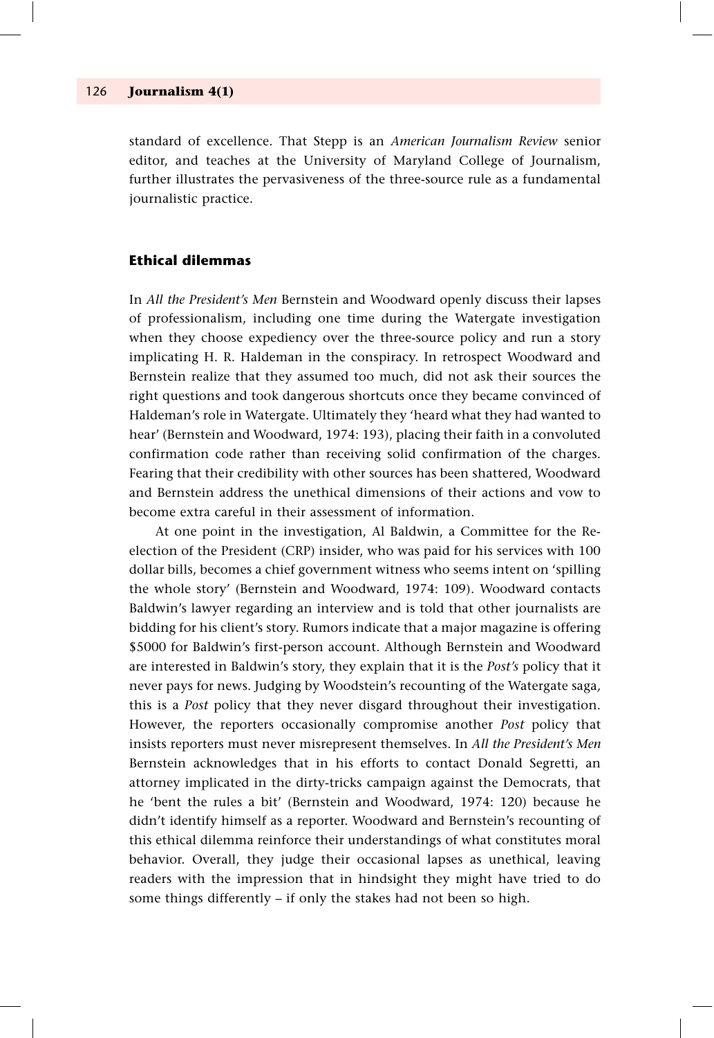standard of excellence. That Stepp is an *American Journalism Review* senior editor, and teaches at the University of Maryland College of Journalism, further illustrates the pervasiveness of the three-source rule as a fundamental journalistic practice.

## Ethical dilemmas

In *All the President's Men* Bernstein and Woodward openly discuss their lapses of professionalism, including one time during the Watergate investigation when they choose expediency over the three-source policy and run a story implicating H. R. Haldeman in the conspiracy. In retrospect Woodward and Bernstein realize that they assumed too much, did not ask their sources the right questions and took dangerous shortcuts once they became convinced of Haldeman's role in Watergate. Ultimately they 'heard what they had wanted to hear' (Bernstein and Woodward, 1974: 193), placing their faith in a convoluted confirmation code rather than receiving solid confirmation of the charges. Fearing that their credibility with other sources has been shattered, Woodward and Bernstein address the unethical dimensions of their actions and vow to become extra careful in their assessment of information.

At one point in the investigation, Al Baldwin, a Committee for the Re-election of the President (CRP) insider, who was paid for his services with 100 dollar bills, becomes a chief government witness who seems intent on 'spilling the whole story' (Bernstein and Woodward, 1974: 109). Woodward contacts Baldwin's lawyer regarding an interview and is told that other journalists are bidding for his client's story. Rumors indicate that a major magazine is offering \$5000 for Baldwin's first-person account. Although Bernstein and Woodward are interested in Baldwin's story, they explain that it is the *Post's* policy that it never pays for news. Judging by Woodstein's recounting of the Watergate saga, this is a *Post* policy that they never disgard throughout their investigation. However, the reporters occasionally compromise another *Post* policy that insists reporters must never misrepresent themselves. In *All the President's Men* Bernstein acknowledges that in his efforts to contact Donald Segretti, an attorney implicated in the dirty-tricks campaign against the Democrats, that he 'bent the rules a bit' (Bernstein and Woodward, 1974: 120) because he didn't identify himself as a reporter. Woodward and Bernstein's recounting of this ethical dilemma reinforce their understandings of what constitutes moral behavior. Overall, they judge their occasional lapses as unethical, leaving readers with the impression that in hindsight they might have tried to do some things differently – if only the stakes had not been so high.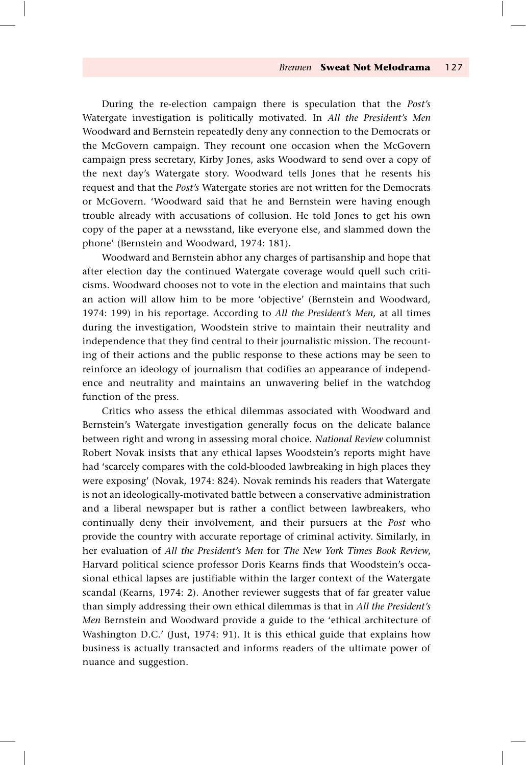During the re-election campaign there is speculation that the *Post's* Watergate investigation is politically motivated. In *All the President's Men* Woodward and Bernstein repeatedly deny any connection to the Democrats or the McGovern campaign. They recount one occasion when the McGovern campaign press secretary, Kirby Jones, asks Woodward to send over a copy of the next day's Watergate story. Woodward tells Jones that he resents his request and that the *Post's* Watergate stories are not written for the Democrats or McGovern. 'Woodward said that he and Bernstein were having enough trouble already with accusations of collusion. He told Jones to get his own copy of the paper at a newsstand, like everyone else, and slammed down the phone' (Bernstein and Woodward, 1974: 181).

Woodward and Bernstein abhor any charges of partisanship and hope that after election day the continued Watergate coverage would quell such criticisms. Woodward chooses not to vote in the election and maintains that such an action will allow him to be more 'objective' (Bernstein and Woodward, 1974: 199) in his reportage. According to *All the President's Men,* at all times during the investigation, Woodstein strive to maintain their neutrality and independence that they find central to their journalistic mission. The recounting of their actions and the public response to these actions may be seen to reinforce an ideology of journalism that codifies an appearance of independence and neutrality and maintains an unwavering belief in the watchdog function of the press.

Critics who assess the ethical dilemmas associated with Woodward and Bernstein's Watergate investigation generally focus on the delicate balance between right and wrong in assessing moral choice. *National Review* columnist Robert Novak insists that any ethical lapses Woodstein's reports might have had 'scarcely compares with the cold-blooded lawbreaking in high places they were exposing' (Novak, 1974: 824). Novak reminds his readers that Watergate is not an ideologically-motivated battle between a conservative administration and a liberal newspaper but is rather a conflict between lawbreakers, who continually deny their involvement, and their pursuers at the *Post* who provide the country with accurate reportage of criminal activity. Similarly, in her evaluation of *All the President's Men* for *The New York Times Book Review,* Harvard political science professor Doris Kearns finds that Woodstein's occasional ethical lapses are justifiable within the larger context of the Watergate scandal (Kearns, 1974: 2). Another reviewer suggests that of far greater value than simply addressing their own ethical dilemmas is that in *All the President's Men* Bernstein and Woodward provide a guide to the 'ethical architecture of Washington D.C.' (Just, 1974: 91). It is this ethical guide that explains how business is actually transacted and informs readers of the ultimate power of nuance and suggestion.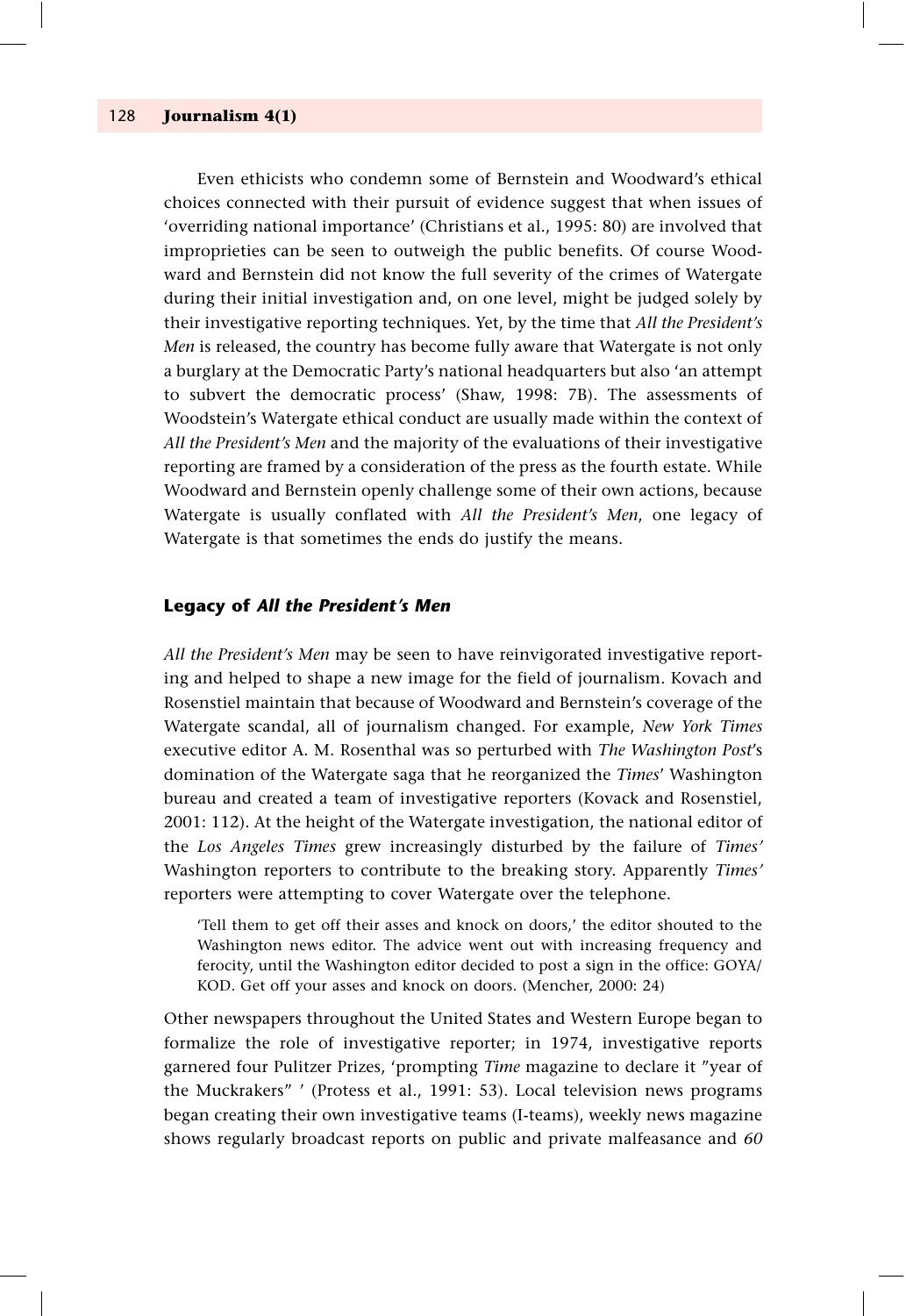Even ethicists who condemn some of Bernstein and Woodward's ethical choices connected with their pursuit of evidence suggest that when issues of 'overriding national importance' (Christians et al., 1995: 80) are involved that improprieties can be seen to outweigh the public benefits. Of course Woodward and Bernstein did not know the full severity of the crimes of Watergate during their initial investigation and, on one level, might be judged solely by their investigative reporting techniques. Yet, by the time that *All the President's Men* is released, the country has become fully aware that Watergate is not only a burglary at the Democratic Party's national headquarters but also 'an attempt to subvert the democratic process' (Shaw, 1998: 7B). The assessments of Woodstein's Watergate ethical conduct are usually made within the context of *All the President's Men* and the majority of the evaluations of their investigative reporting are framed by a consideration of the press as the fourth estate. While Woodward and Bernstein openly challenge some of their own actions, because Watergate is usually conflated with *All the President's Men*, one legacy of Watergate is that sometimes the ends do justify the means.

## Legacy of *All the President's Men*

*All the President's Men* may be seen to have reinvigorated investigative reporting and helped to shape a new image for the field of journalism. Kovach and Rosenstiel maintain that because of Woodward and Bernstein's coverage of the Watergate scandal, all of journalism changed. For example, *New York Times* executive editor A. M. Rosenthal was so perturbed with *The Washington Post*'s domination of the Watergate saga that he reorganized the *Times*' Washington bureau and created a team of investigative reporters (Kovack and Rosenstiel, 2001: 112). At the height of the Watergate investigation, the national editor of the *Los Angeles Times* grew increasingly disturbed by the failure of *Times'* Washington reporters to contribute to the breaking story. Apparently *Times'* reporters were attempting to cover Watergate over the telephone.

> 'Tell them to get off their asses and knock on doors,' the editor shouted to the Washington news editor. The advice went out with increasing frequency and ferocity, until the Washington editor decided to post a sign in the office: GOYA/KOD. Get off your asses and knock on doors. (Mencher, 2000: 24)

Other newspapers throughout the United States and Western Europe began to formalize the role of investigative reporter; in 1974, investigative reports garnered four Pulitzer Prizes, 'prompting *Time* magazine to declare it "year of the Muckrakers" ' (Protess et al., 1991: 53). Local television news programs began creating their own investigative teams (I-teams), weekly news magazine shows regularly broadcast reports on public and private malfeasance and *60*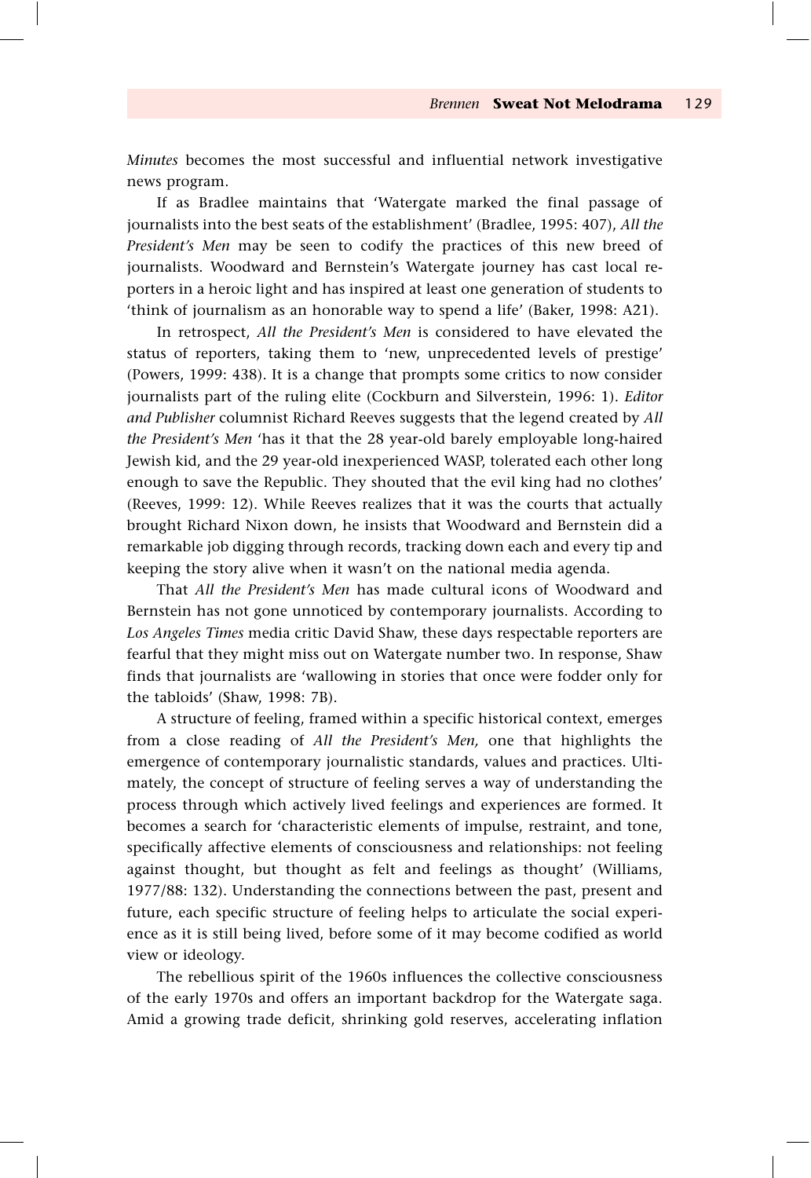*Minutes* becomes the most successful and influential network investigative news program.

If as Bradlee maintains that 'Watergate marked the final passage of journalists into the best seats of the establishment' (Bradlee, 1995: 407), *All the President's Men* may be seen to codify the practices of this new breed of journalists. Woodward and Bernstein's Watergate journey has cast local reporters in a heroic light and has inspired at least one generation of students to 'think of journalism as an honorable way to spend a life' (Baker, 1998: A21).

In retrospect, *All the President's Men* is considered to have elevated the status of reporters, taking them to 'new, unprecedented levels of prestige' (Powers, 1999: 438). It is a change that prompts some critics to now consider journalists part of the ruling elite (Cockburn and Silverstein, 1996: 1). *Editor and Publisher* columnist Richard Reeves suggests that the legend created by *All the President's Men* 'has it that the 28 year-old barely employable long-haired Jewish kid, and the 29 year-old inexperienced WASP, tolerated each other long enough to save the Republic. They shouted that the evil king had no clothes' (Reeves, 1999: 12). While Reeves realizes that it was the courts that actually brought Richard Nixon down, he insists that Woodward and Bernstein did a remarkable job digging through records, tracking down each and every tip and keeping the story alive when it wasn't on the national media agenda.

That *All the President's Men* has made cultural icons of Woodward and Bernstein has not gone unnoticed by contemporary journalists. According to *Los Angeles Times* media critic David Shaw, these days respectable reporters are fearful that they might miss out on Watergate number two. In response, Shaw finds that journalists are 'wallowing in stories that once were fodder only for the tabloids' (Shaw, 1998: 7B).

A structure of feeling, framed within a specific historical context, emerges from a close reading of *All the President's Men,* one that highlights the emergence of contemporary journalistic standards, values and practices. Ultimately, the concept of structure of feeling serves a way of understanding the process through which actively lived feelings and experiences are formed. It becomes a search for 'characteristic elements of impulse, restraint, and tone, specifically affective elements of consciousness and relationships: not feeling against thought, but thought as felt and feelings as thought' (Williams, 1977/88: 132). Understanding the connections between the past, present and future, each specific structure of feeling helps to articulate the social experience as it is still being lived, before some of it may become codified as world view or ideology.

The rebellious spirit of the 1960s influences the collective consciousness of the early 1970s and offers an important backdrop for the Watergate saga. Amid a growing trade deficit, shrinking gold reserves, accelerating inflation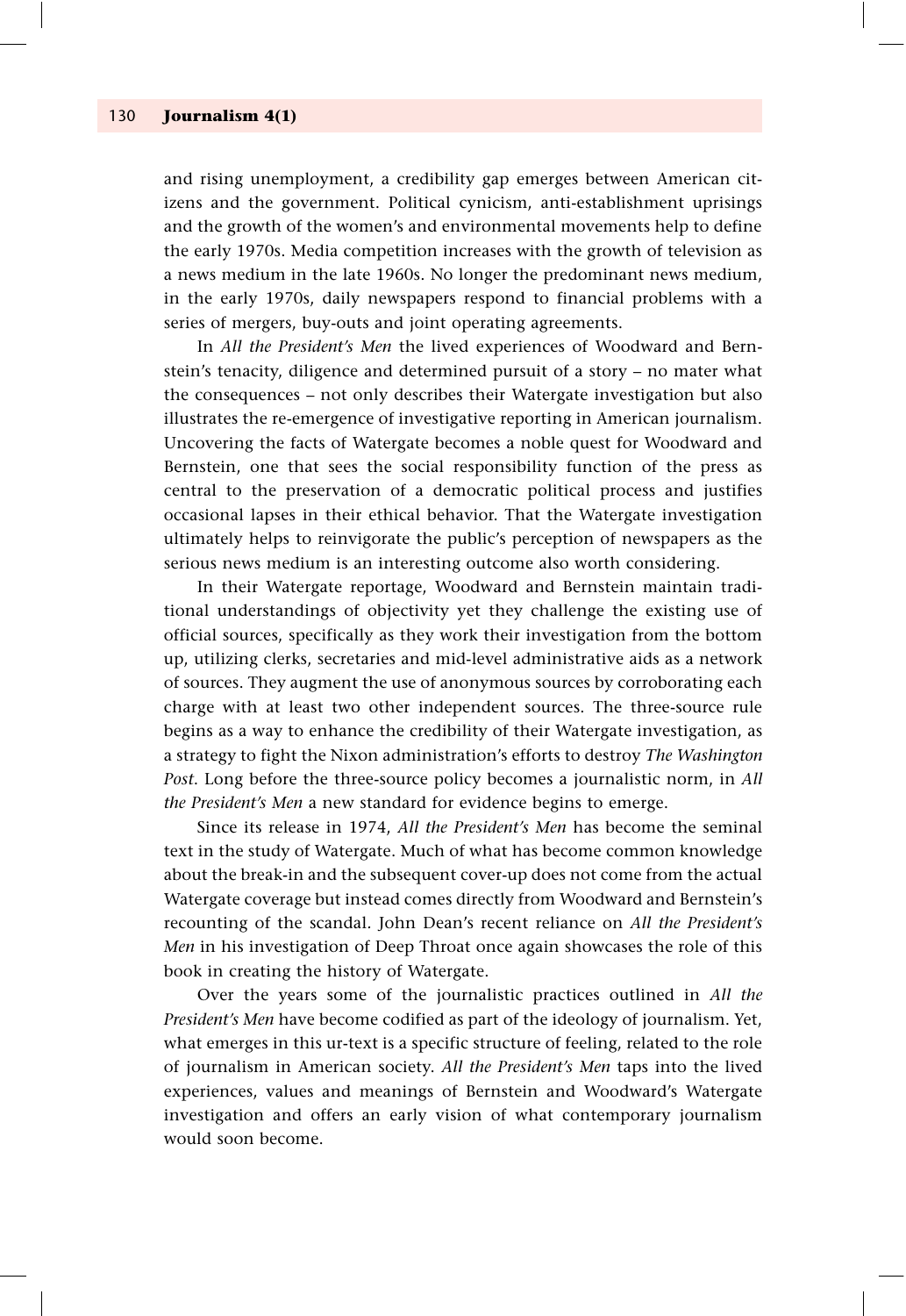and rising unemployment, a credibility gap emerges between American citizens and the government. Political cynicism, anti-establishment uprisings and the growth of the women's and environmental movements help to define the early 1970s. Media competition increases with the growth of television as a news medium in the late 1960s. No longer the predominant news medium, in the early 1970s, daily newspapers respond to financial problems with a series of mergers, buy-outs and joint operating agreements.

In *All the President's Men* the lived experiences of Woodward and Bernstein's tenacity, diligence and determined pursuit of a story – no mater what the consequences – not only describes their Watergate investigation but also illustrates the re-emergence of investigative reporting in American journalism. Uncovering the facts of Watergate becomes a noble quest for Woodward and Bernstein, one that sees the social responsibility function of the press as central to the preservation of a democratic political process and justifies occasional lapses in their ethical behavior. That the Watergate investigation ultimately helps to reinvigorate the public's perception of newspapers as the serious news medium is an interesting outcome also worth considering.

In their Watergate reportage, Woodward and Bernstein maintain traditional understandings of objectivity yet they challenge the existing use of official sources, specifically as they work their investigation from the bottom up, utilizing clerks, secretaries and mid-level administrative aids as a network of sources. They augment the use of anonymous sources by corroborating each charge with at least two other independent sources. The three-source rule begins as a way to enhance the credibility of their Watergate investigation, as a strategy to fight the Nixon administration's efforts to destroy *The Washington Post*. Long before the three-source policy becomes a journalistic norm, in *All the President's Men* a new standard for evidence begins to emerge.

Since its release in 1974, *All the President's Men* has become the seminal text in the study of Watergate. Much of what has become common knowledge about the break-in and the subsequent cover-up does not come from the actual Watergate coverage but instead comes directly from Woodward and Bernstein's recounting of the scandal. John Dean's recent reliance on *All the President's Men* in his investigation of Deep Throat once again showcases the role of this book in creating the history of Watergate.

Over the years some of the journalistic practices outlined in *All the President's Men* have become codified as part of the ideology of journalism. Yet, what emerges in this ur-text is a specific structure of feeling, related to the role of journalism in American society. *All the President's Men* taps into the lived experiences, values and meanings of Bernstein and Woodward's Watergate investigation and offers an early vision of what contemporary journalism would soon become.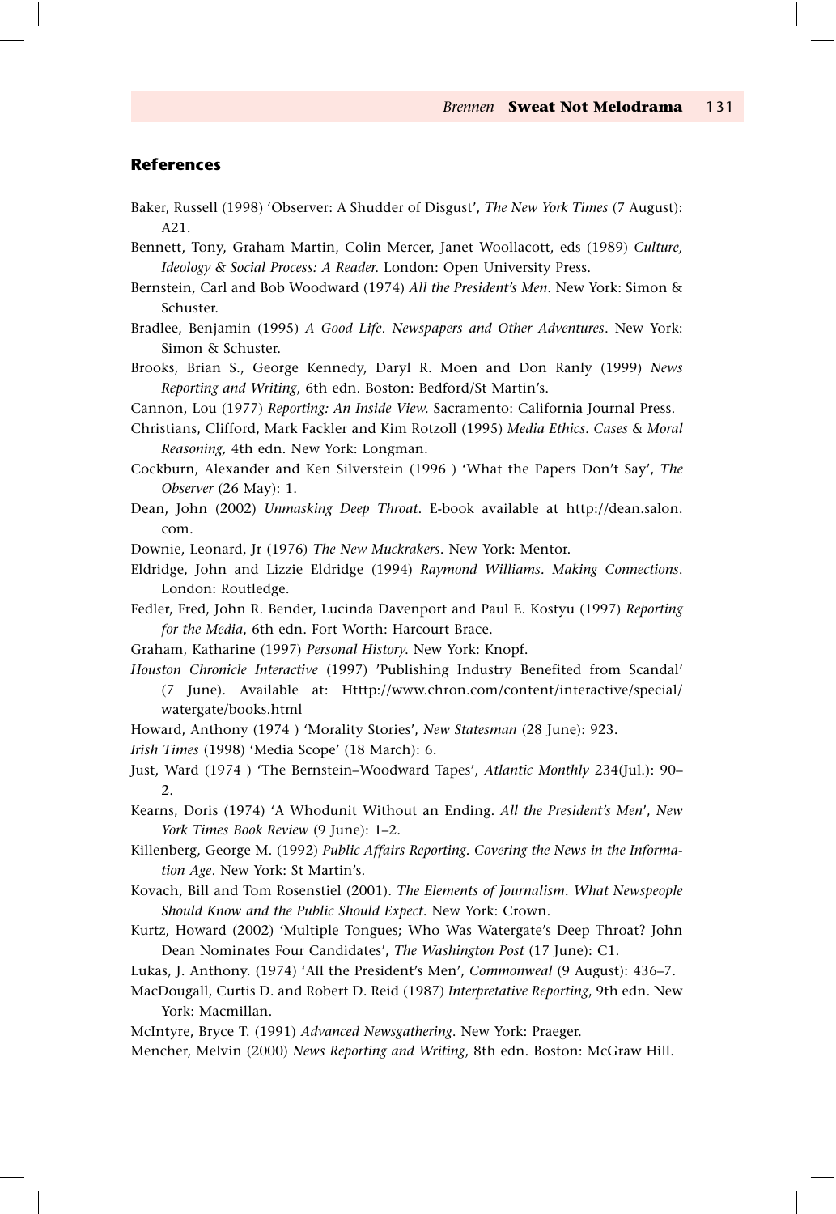## References

Baker, Russell (1998) 'Observer: A Shudder of Disgust', *The New York Times* (7 August): A21.

Bennett, Tony, Graham Martin, Colin Mercer, Janet Woollacott, eds (1989) *Culture, Ideology & Social Process: A Reader.* London: Open University Press.

Bernstein, Carl and Bob Woodward (1974) *All the President's Men.* New York: Simon & Schuster.

Bradlee, Benjamin (1995) *A Good Life. Newspapers and Other Adventures*. New York: Simon & Schuster.

Brooks, Brian S., George Kennedy, Daryl R. Moen and Don Ranly (1999) *News Reporting and Writing*, 6th edn. Boston: Bedford/St Martin's.

Cannon, Lou (1977) *Reporting: An Inside View*. Sacramento: California Journal Press.

Christians, Clifford, Mark Fackler and Kim Rotzoll (1995) *Media Ethics. Cases & Moral Reasoning*, 4th edn. New York: Longman.

Cockburn, Alexander and Ken Silverstein (1996 ) 'What the Papers Don't Say', *The Observer* (26 May): 1.

Dean, John (2002) *Unmasking Deep Throat*. E-book available at http://dean.salon.com.

Downie, Leonard, Jr (1976) *The New Muckrakers*. New York: Mentor.

Eldridge, John and Lizzie Eldridge (1994) *Raymond Williams. Making Connections*. London: Routledge.

Fedler, Fred, John R. Bender, Lucinda Davenport and Paul E. Kostyu (1997) *Reporting for the Media*, 6th edn. Fort Worth: Harcourt Brace.

Graham, Katharine (1997) *Personal History*. New York: Knopf.

*Houston Chronicle Interactive* (1997) 'Publishing Industry Benefited from Scandal' (7 June). Available at: Htttp://www.chron.com/content/interactive/special/watergate/books.html

Howard, Anthony (1974 ) 'Morality Stories', *New Statesman* (28 June): 923.

*Irish Times* (1998) 'Media Scope' (18 March): 6.

Just, Ward (1974 ) 'The Bernstein–Woodward Tapes', *Atlantic Monthly* 234(Jul.): 90–2.

Kearns, Doris (1974) 'A Whodunit Without an Ending. *All the President's Men*', *New York Times Book Review* (9 June): 1–2.

Killenberg, George M. (1992) *Public Affairs Reporting. Covering the News in the Information Age*. New York: St Martin's.

Kovach, Bill and Tom Rosenstiel (2001). *The Elements of Journalism. What Newspeople Should Know and the Public Should Expect*. New York: Crown.

Kurtz, Howard (2002) 'Multiple Tongues; Who Was Watergate's Deep Throat? John Dean Nominates Four Candidates', *The Washington Post* (17 June): C1.

Lukas, J. Anthony. (1974) 'All the President's Men', *Commonweal* (9 August): 436–7.

MacDougall, Curtis D. and Robert D. Reid (1987) *Interpretative Reporting*, 9th edn. New York: Macmillan.

McIntyre, Bryce T. (1991) *Advanced Newsgathering*. New York: Praeger.

Mencher, Melvin (2000) *News Reporting and Writing*, 8th edn. Boston: McGraw Hill.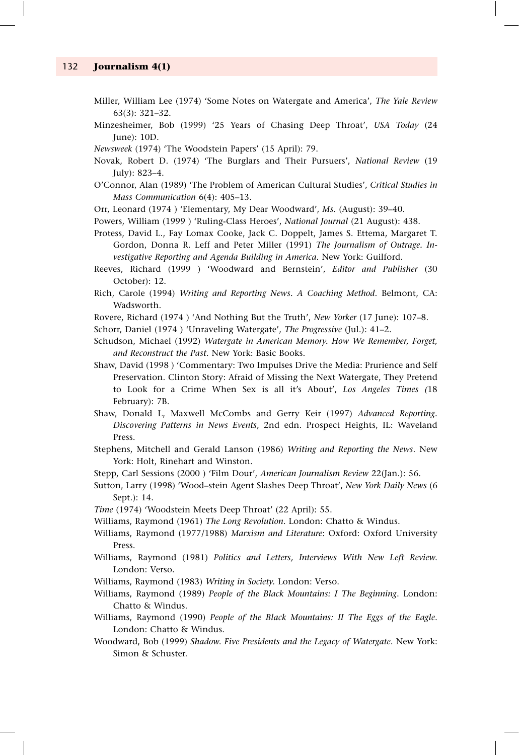Miller, William Lee (1974) 'Some Notes on Watergate and America', *The Yale Review* 63(3): 321–32.

Minzesheimer, Bob (1999) '25 Years of Chasing Deep Throat', *USA Today* (24 June): 10D.

*Newsweek* (1974) 'The Woodstein Papers' (15 April): 79.

Novak, Robert D. (1974) 'The Burglars and Their Pursuers', *National Review* (19 July): 823–4.

O'Connor, Alan (1989) 'The Problem of American Cultural Studies', *Critical Studies in Mass Communication* 6(4): 405–13.

Orr, Leonard (1974 ) 'Elementary, My Dear Woodward', *Ms.* (August): 39–40.

Powers, William (1999 ) 'Ruling-Class Heroes', *National Journal* (21 August): 438.

Protess, David L., Fay Lomax Cooke, Jack C. Doppelt, James S. Ettema, Margaret T. Gordon, Donna R. Leff and Peter Miller (1991) *The Journalism of Outrage. Investigative Reporting and Agenda Building in America*. New York: Guilford.

Reeves, Richard (1999 ) 'Woodward and Bernstein', *Editor and Publisher* (30 October): 12.

Rich, Carole (1994) *Writing and Reporting News. A Coaching Method*. Belmont, CA: Wadsworth.

Rovere, Richard (1974 ) 'And Nothing But the Truth', *New Yorker* (17 June): 107–8.

Schorr, Daniel (1974 ) 'Unraveling Watergate', *The Progressive* (Jul.): 41–2.

Schudson, Michael (1992) *Watergate in American Memory. How We Remember, Forget, and Reconstruct the Past*. New York: Basic Books.

Shaw, David (1998 ) 'Commentary: Two Impulses Drive the Media: Prurience and Self Preservation. Clinton Story: Afraid of Missing the Next Watergate, They Pretend to Look for a Crime When Sex is all it's About', *Los Angeles Times (*18 February): 7B.

Shaw, Donald L, Maxwell McCombs and Gerry Keir (1997) *Advanced Reporting. Discovering Patterns in News Events*, 2nd edn. Prospect Heights, IL: Waveland Press.

Stephens, Mitchell and Gerald Lanson (1986) *Writing and Reporting the News*. New York: Holt, Rinehart and Winston.

Stepp, Carl Sessions (2000 ) 'Film Dour', *American Journalism Review* 22(Jan.): 56.

Sutton, Larry (1998) 'Wood–stein Agent Slashes Deep Throat', *New York Daily News* (6 Sept.): 14.

*Time* (1974) 'Woodstein Meets Deep Throat' (22 April): 55.

Williams, Raymond (1961) *The Long Revolution*. London: Chatto & Windus.

Williams, Raymond (1977/1988) *Marxism and Literature*: Oxford: Oxford University Press.

Williams, Raymond (1981) *Politics and Letters, Interviews With New Left Review*. London: Verso.

Williams, Raymond (1983) *Writing in Society*. London: Verso.

Williams, Raymond (1989) *People of the Black Mountains: I The Beginning*. London: Chatto & Windus.

Williams, Raymond (1990) *People of the Black Mountains: II The Eggs of the Eagle*. London: Chatto & Windus.

Woodward, Bob (1999) *Shadow. Five Presidents and the Legacy of Watergate*. New York: Simon & Schuster.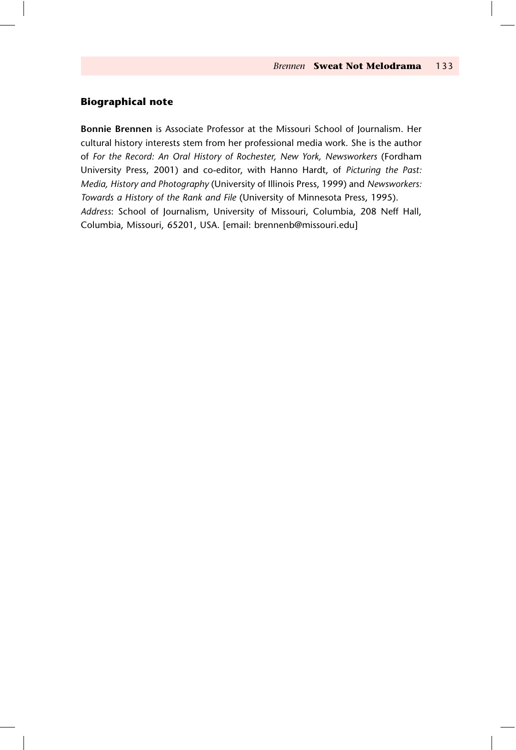## Biographical note

**Bonnie Brennen** is Associate Professor at the Missouri School of Journalism. Her cultural history interests stem from her professional media work. She is the author of *For the Record: An Oral History of Rochester, New York, Newsworkers* (Fordham University Press, 2001) and co-editor, with Hanno Hardt, of *Picturing the Past: Media, History and Photography* (University of Illinois Press, 1999) and *Newsworkers: Towards a History of the Rank and File* (University of Minnesota Press, 1995).
*Address*: School of Journalism, University of Missouri, Columbia, 208 Neff Hall, Columbia, Missouri, 65201, USA. [email: brennenb@missouri.edu]